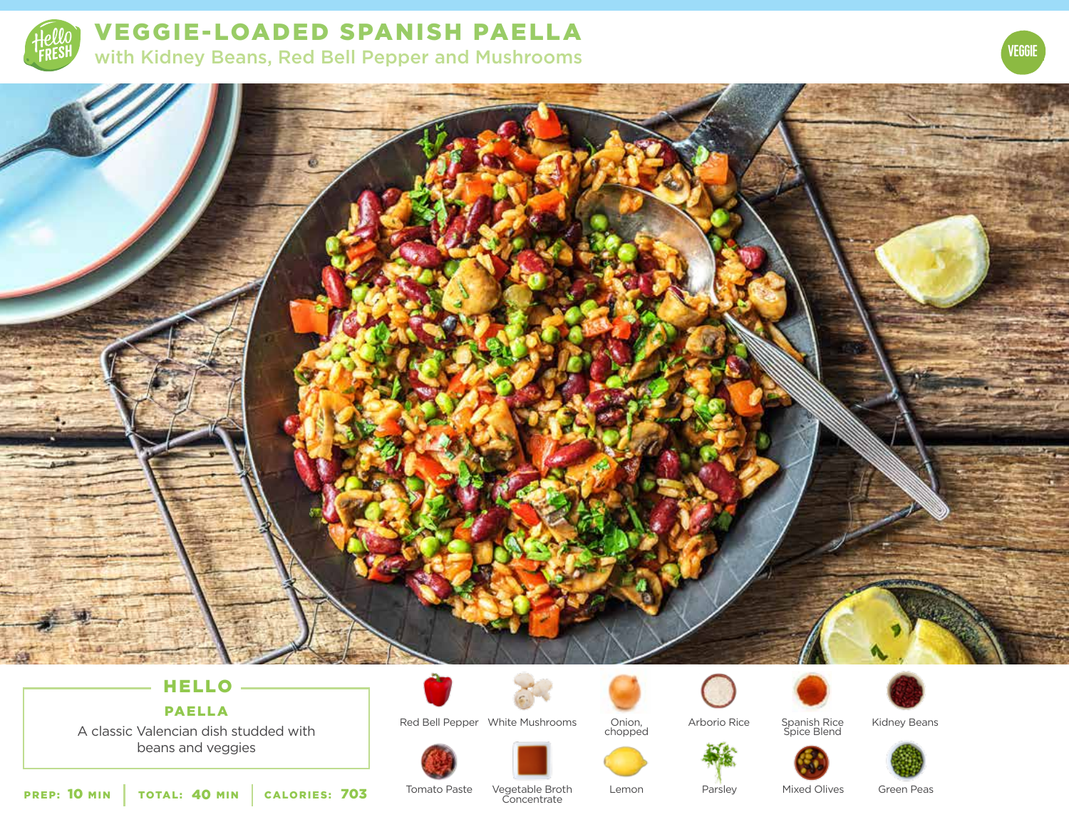# VEGGIE-LOADED SPANISH PAELLA

## with Kidney Beans, Red Bell Pepper and Mushrooms

VEGGIE

### HELLO PAELLA

A classic Valencian dish studded with beans and veggies

**PREP:** 10 MIN | **TOTAL:** 40 MIN | **CALORIES:** 703

- Red Bell Pepper
- White Mushrooms
- Onion, chopped
- Arborio Rice
- Spanish Rice Spice Blend
- Kidney Beans
- Tomato Paste
- Vegetable Broth Concentrate
- Lemon
- Parsley
- Mixed Olives
- Green Peas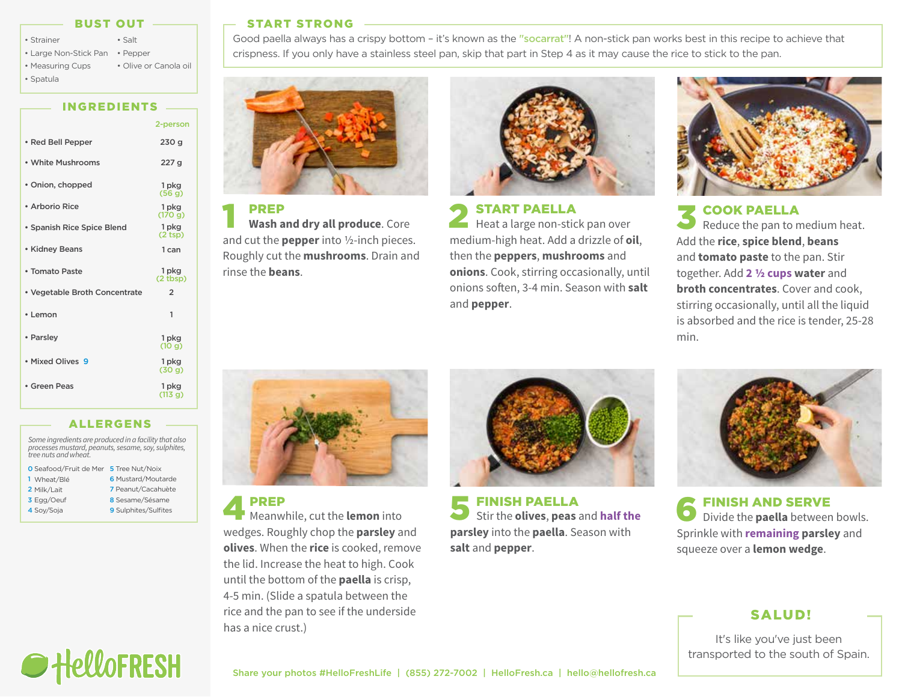## BUST OUT

- Strainer
- Large Non-Stick Pan
- Measuring Cups
- Spatula
- Salt
- Pepper
- Olive or Canola oil

## INGREDIENTS

| | 2-person |
|---|---|
| • Red Bell Pepper | 230 g |
| • White Mushrooms | 227 g |
| • Onion, chopped | 1 pkg (56 g) |
| • Arborio Rice | 1 pkg (170 g) |
| • Spanish Rice Spice Blend | 1 pkg (2 tsp) |
| • Kidney Beans | 1 can |
| • Tomato Paste | 1 pkg (2 tbsp) |
| • Vegetable Broth Concentrate | 2 |
| • Lemon | 1 |
| • Parsley | 1 pkg (10 g) |
| • Mixed Olives 9 | 1 pkg (30 g) |
| • Green Peas | 1 pkg (113 g) |

## ALLERGENS

*Some ingredients are produced in a facility that also processes mustard, peanuts, sesame, soy, sulphites, tree nuts and wheat.*

0 Seafood/Fruit de Mer
1 Wheat/Blé
2 Milk/Lait
3 Egg/Oeuf
4 Soy/Soja
5 Tree Nut/Noix
6 Mustard/Moutarde
7 Peanut/Cacahuète
8 Sesame/Sésame
9 Sulphites/Sulfites

## START STRONG

Good paella always has a crispy bottom – it's known as the "socarrat"! A non-stick pan works best in this recipe to achieve that crispness. If you only have a stainless steel pan, skip that part in Step 4 as it may cause the rice to stick to the pan.

### 1 PREP

**Wash and dry all produce**. Core and cut the **pepper** into ½-inch pieces. Roughly cut the **mushrooms**. Drain and rinse the **beans**.

### 2 START PAELLA

Heat a large non-stick pan over medium-high heat. Add a drizzle of **oil**, then the **peppers**, **mushrooms** and **onions**. Cook, stirring occasionally, until onions soften, 3-4 min. Season with **salt** and **pepper**.

### 3 COOK PAELLA

Reduce the pan to medium heat. Add the **rice**, **spice blend**, **beans** and **tomato paste** to the pan. Stir together. Add **2 ½ cups water** and **broth concentrates**. Cover and cook, stirring occasionally, until all the liquid is absorbed and the rice is tender, 25-28 min.

### 4 PREP

Meanwhile, cut the **lemon** into wedges. Roughly chop the **parsley** and **olives**. When the **rice** is cooked, remove the lid. Increase the heat to high. Cook until the bottom of the **paella** is crisp, 4-5 min. (Slide a spatula between the rice and the pan to see if the underside has a nice crust.)

### 5 FINISH PAELLA

Stir the **olives**, **peas** and **half the parsley** into the **paella**. Season with **salt** and **pepper**.

### 6 FINISH AND SERVE

Divide the **paella** between bowls. Sprinkle with **remaining parsley** and squeeze over a **lemon wedge**.

## SALUD!

It's like you've just been transported to the south of Spain.

HelloFRESH

Share your photos #HelloFreshLife | (855) 272-7002 | HelloFresh.ca | hello@hellofresh.ca